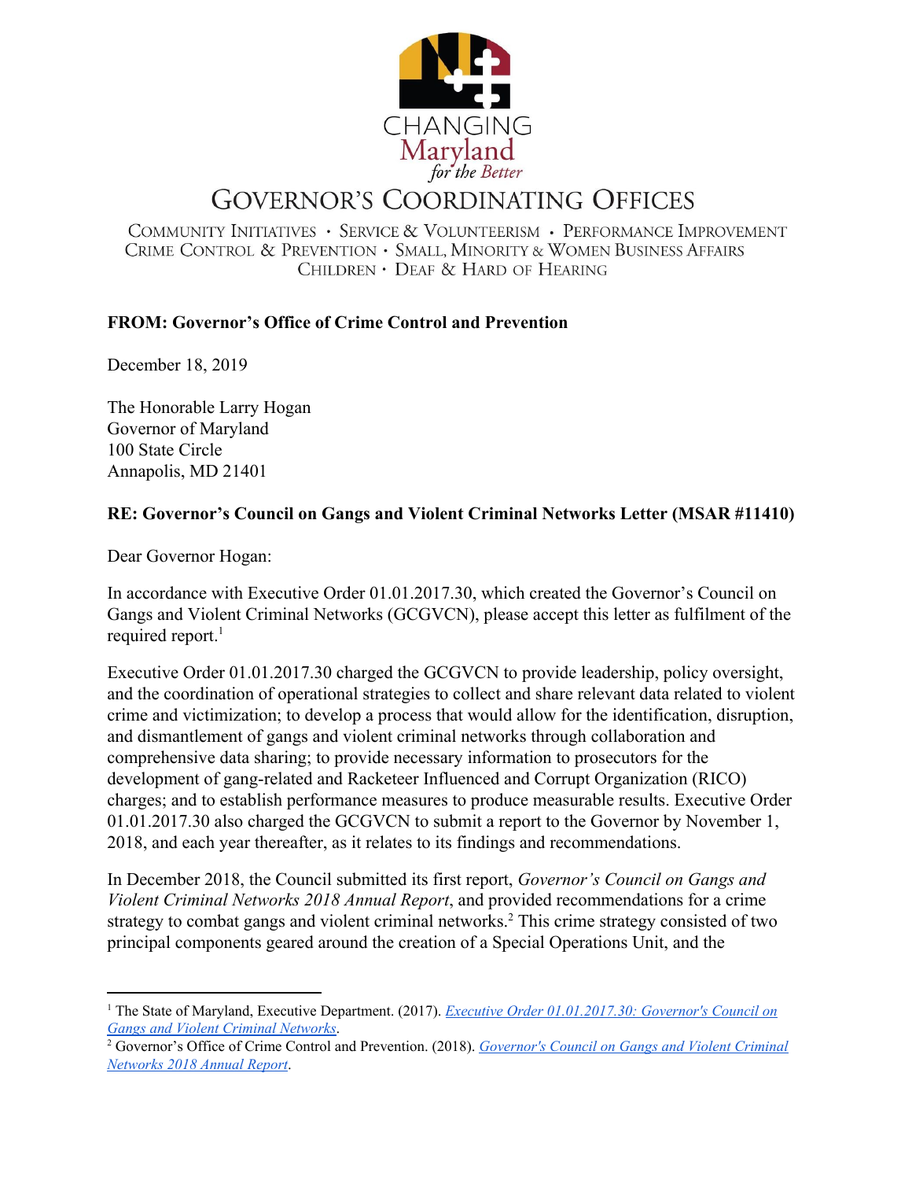CHANGING
Maryland
*for the Better*

# GOVERNOR'S COORDINATING OFFICES

COMMUNITY INITIATIVES • SERVICE & VOLUNTEERISM • PERFORMANCE IMPROVEMENT
CRIME CONTROL & PREVENTION • SMALL, MINORITY & WOMEN BUSINESS AFFAIRS
CHILDREN • DEAF & HARD OF HEARING

**FROM: Governor's Office of Crime Control and Prevention**

December 18, 2019

The Honorable Larry Hogan
Governor of Maryland
100 State Circle
Annapolis, MD 21401

**RE: Governor's Council on Gangs and Violent Criminal Networks Letter (MSAR #11410)**

Dear Governor Hogan:

In accordance with Executive Order 01.01.2017.30, which created the Governor's Council on Gangs and Violent Criminal Networks (GCGVCN), please accept this letter as fulfilment of the required report.[1]

Executive Order 01.01.2017.30 charged the GCGVCN to provide leadership, policy oversight, and the coordination of operational strategies to collect and share relevant data related to violent crime and victimization; to develop a process that would allow for the identification, disruption, and dismantlement of gangs and violent criminal networks through collaboration and comprehensive data sharing; to provide necessary information to prosecutors for the development of gang-related and Racketeer Influenced and Corrupt Organization (RICO) charges; and to establish performance measures to produce measurable results. Executive Order 01.01.2017.30 also charged the GCGVCN to submit a report to the Governor by November 1, 2018, and each year thereafter, as it relates to its findings and recommendations.

In December 2018, the Council submitted its first report, *Governor's Council on Gangs and Violent Criminal Networks 2018 Annual Report*, and provided recommendations for a crime strategy to combat gangs and violent criminal networks.[2] This crime strategy consisted of two principal components geared around the creation of a Special Operations Unit, and the

---

[1] The State of Maryland, Executive Department. (2017). *Executive Order 01.01.2017.30: Governor's Council on Gangs and Violent Criminal Networks*.

[2] Governor's Office of Crime Control and Prevention. (2018). *Governor's Council on Gangs and Violent Criminal Networks 2018 Annual Report*.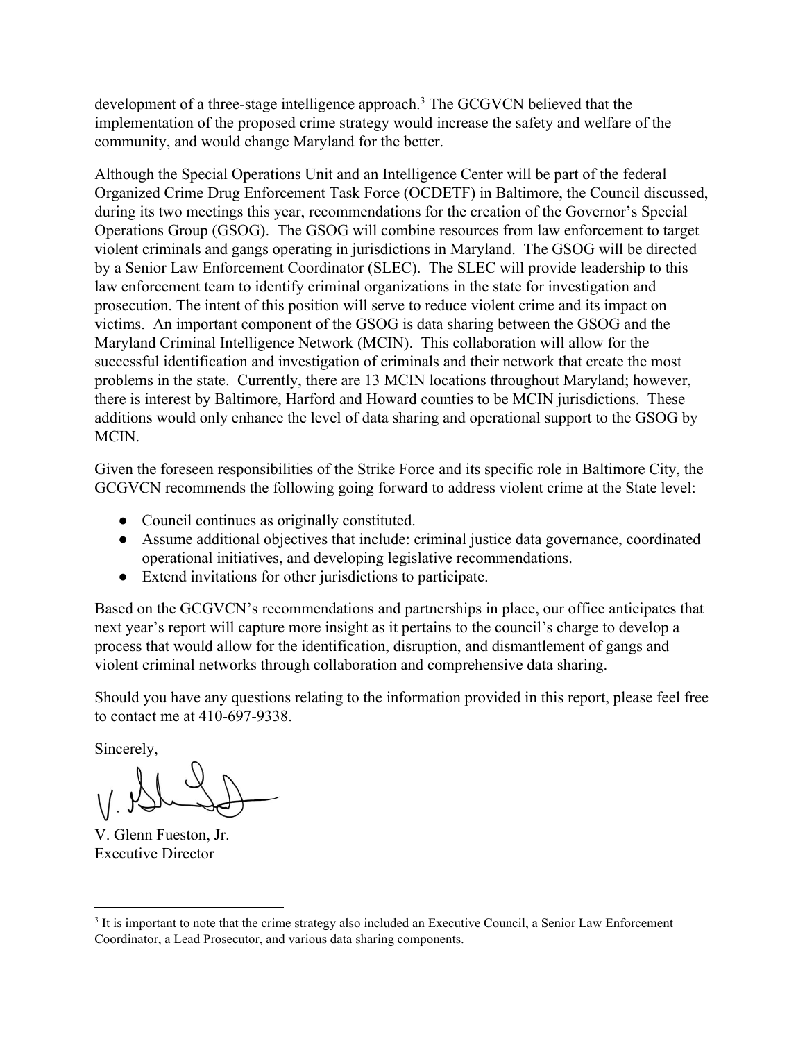development of a three-stage intelligence approach.[3] The GCGVCN believed that the implementation of the proposed crime strategy would increase the safety and welfare of the community, and would change Maryland for the better.

Although the Special Operations Unit and an Intelligence Center will be part of the federal Organized Crime Drug Enforcement Task Force (OCDETF) in Baltimore, the Council discussed, during its two meetings this year, recommendations for the creation of the Governor's Special Operations Group (GSOG). The GSOG will combine resources from law enforcement to target violent criminals and gangs operating in jurisdictions in Maryland. The GSOG will be directed by a Senior Law Enforcement Coordinator (SLEC). The SLEC will provide leadership to this law enforcement team to identify criminal organizations in the state for investigation and prosecution. The intent of this position will serve to reduce violent crime and its impact on victims. An important component of the GSOG is data sharing between the GSOG and the Maryland Criminal Intelligence Network (MCIN). This collaboration will allow for the successful identification and investigation of criminals and their network that create the most problems in the state. Currently, there are 13 MCIN locations throughout Maryland; however, there is interest by Baltimore, Harford and Howard counties to be MCIN jurisdictions. These additions would only enhance the level of data sharing and operational support to the GSOG by MCIN.

Given the foreseen responsibilities of the Strike Force and its specific role in Baltimore City, the GCGVCN recommends the following going forward to address violent crime at the State level:

- Council continues as originally constituted.
- Assume additional objectives that include: criminal justice data governance, coordinated operational initiatives, and developing legislative recommendations.
- Extend invitations for other jurisdictions to participate.

Based on the GCGVCN's recommendations and partnerships in place, our office anticipates that next year's report will capture more insight as it pertains to the council's charge to develop a process that would allow for the identification, disruption, and dismantlement of gangs and violent criminal networks through collaboration and comprehensive data sharing.

Should you have any questions relating to the information provided in this report, please feel free to contact me at 410-697-9338.

Sincerely,

V. Glenn Fueston, Jr.
Executive Director

[3] It is important to note that the crime strategy also included an Executive Council, a Senior Law Enforcement Coordinator, a Lead Prosecutor, and various data sharing components.